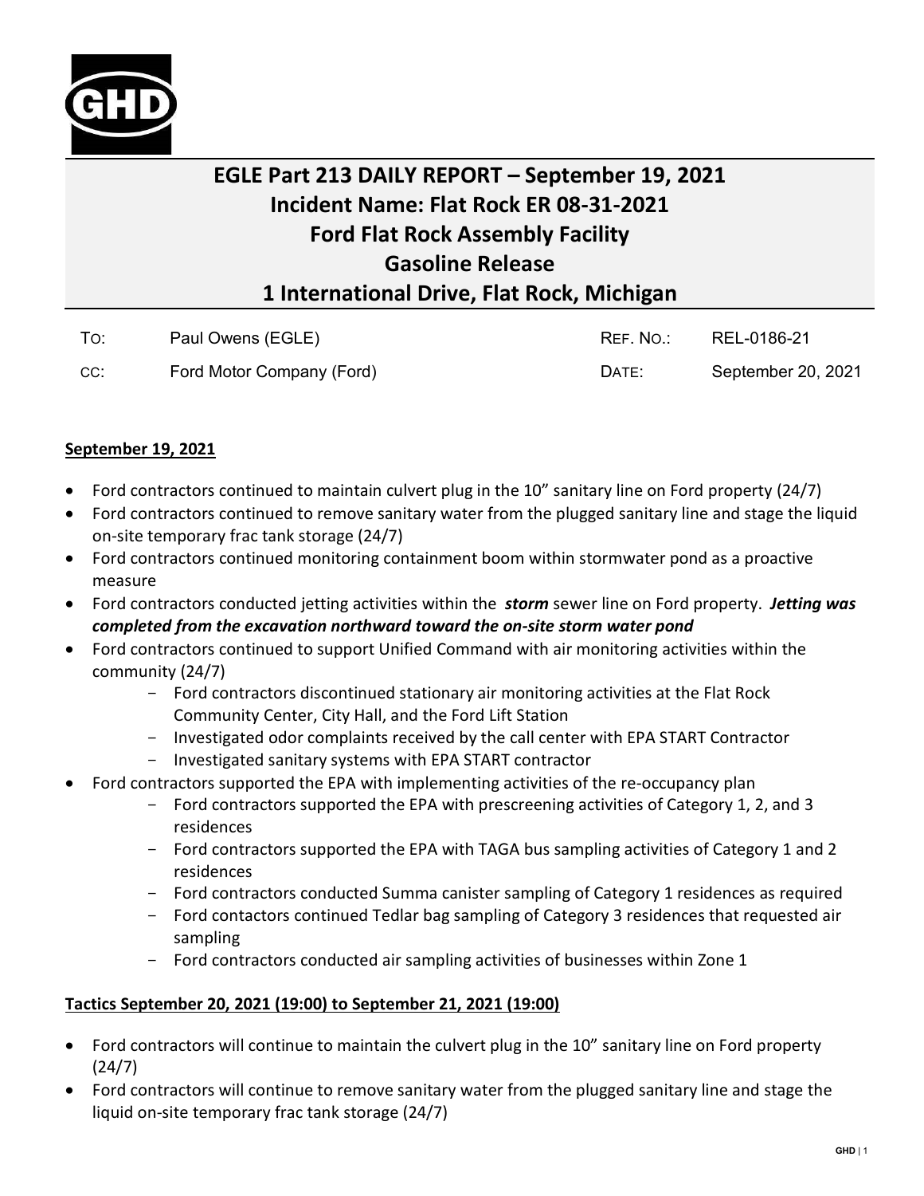# EGLE Part 213 DAILY REPORT – September 19, 2021
# Incident Name: Flat Rock ER 08-31-2021
# Ford Flat Rock Assembly Facility
# Gasoline Release
# 1 International Drive, Flat Rock, Michigan

| | | | |
|---|---|---|---|
| TO: | Paul Owens (EGLE) | REF. NO.: | REL-0186-21 |
| CC: | Ford Motor Company (Ford) | DATE: | September 20, 2021 |

## September 19, 2021

- Ford contractors continued to maintain culvert plug in the 10" sanitary line on Ford property (24/7)
- Ford contractors continued to remove sanitary water from the plugged sanitary line and stage the liquid on-site temporary frac tank storage (24/7)
- Ford contractors continued monitoring containment boom within stormwater pond as a proactive measure
- Ford contractors conducted jetting activities within the ***storm*** sewer line on Ford property. ***Jetting was completed from the excavation northward toward the on-site storm water pond***
- Ford contractors continued to support Unified Command with air monitoring activities within the community (24/7)
  - Ford contractors discontinued stationary air monitoring activities at the Flat Rock Community Center, City Hall, and the Ford Lift Station
  - Investigated odor complaints received by the call center with EPA START Contractor
  - Investigated sanitary systems with EPA START contractor
- Ford contractors supported the EPA with implementing activities of the re-occupancy plan
  - Ford contractors supported the EPA with prescreening activities of Category 1, 2, and 3 residences
  - Ford contractors supported the EPA with TAGA bus sampling activities of Category 1 and 2 residences
  - Ford contractors conducted Summa canister sampling of Category 1 residences as required
  - Ford contactors continued Tedlar bag sampling of Category 3 residences that requested air sampling
  - Ford contractors conducted air sampling activities of businesses within Zone 1

## Tactics September 20, 2021 (19:00) to September 21, 2021 (19:00)

- Ford contractors will continue to maintain the culvert plug in the 10" sanitary line on Ford property (24/7)
- Ford contractors will continue to remove sanitary water from the plugged sanitary line and stage the liquid on-site temporary frac tank storage (24/7)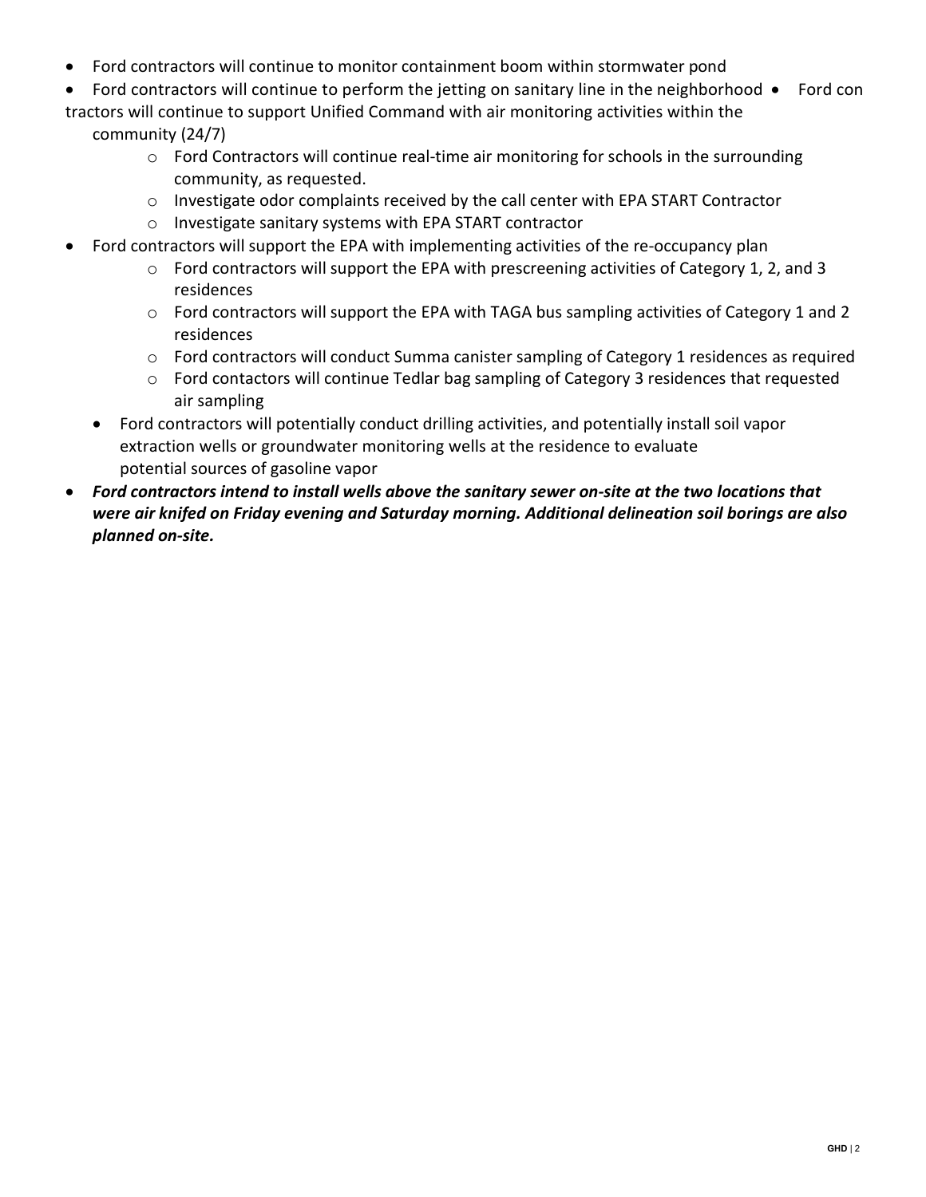- Ford contractors will continue to monitor containment boom within stormwater pond
- Ford contractors will continue to perform the jetting on sanitary line in the neighborhood
- Ford contractors will continue to support Unified Command with air monitoring activities within the community (24/7)
    - Ford Contractors will continue real-time air monitoring for schools in the surrounding community, as requested.
    - Investigate odor complaints received by the call center with EPA START Contractor
    - Investigate sanitary systems with EPA START contractor
- Ford contractors will support the EPA with implementing activities of the re-occupancy plan
    - Ford contractors will support the EPA with prescreening activities of Category 1, 2, and 3 residences
    - Ford contractors will support the EPA with TAGA bus sampling activities of Category 1 and 2 residences
    - Ford contractors will conduct Summa canister sampling of Category 1 residences as required
    - Ford contactors will continue Tedlar bag sampling of Category 3 residences that requested air sampling
  - Ford contractors will potentially conduct drilling activities, and potentially install soil vapor extraction wells or groundwater monitoring wells at the residence to evaluate potential sources of gasoline vapor
- ***Ford contractors intend to install wells above the sanitary sewer on-site at the two locations that were air knifed on Friday evening and Saturday morning. Additional delineation soil borings are also planned on-site.***